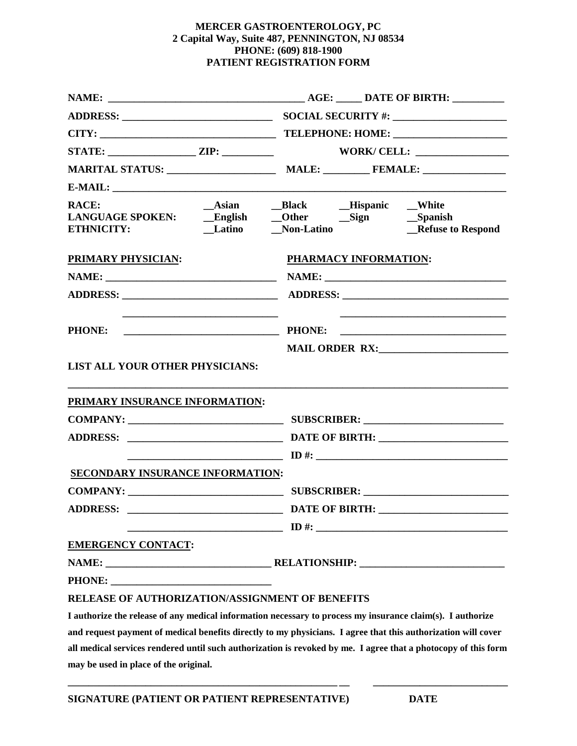**MERCER GASTROENTEROLOGY, PC**
**2 Capital Way, Suite 487, PENNINGTON, NJ 08534**
**PHONE: (609) 818-1900**
**PATIENT REGISTRATION FORM**

**NAME:** ____________________________________ **AGE:** _____ **DATE OF BIRTH:** __________

**ADDRESS:** ____________________________ **SOCIAL SECURITY #:** _____________________

**CITY:** ________________________________ **TELEPHONE: HOME:** _____________________

**STATE:** ________________ **ZIP:** __________ **WORK/ CELL:** _________________

**MARITAL STATUS:** ____________________ **MALE:** _________ **FEMALE:** _______________

**E-MAIL:** ________________________________________________________________________

| | | | | |
|---|---|---|---|---|
| **RACE:** | __Asian | __Black | __Hispanic | __White |
| **LANGUAGE SPOKEN:** | __English | __Other | __Sign | __Spanish |
| **ETHNICITY:** | __Latino | __Non-Latino | | __Refuse to Respond |

**PRIMARY PHYSICIAN:**

**NAME:** ________________________________

**ADDRESS:** ____________________________

____________________________

**PHONE:** ____________________________

**PHARMACY INFORMATION:**

**NAME:** __________________________________

**ADDRESS:** ______________________________

______________________________

**PHONE:** ______________________________

**MAIL ORDER RX:** ________________________

**LIST ALL YOUR OTHER PHYSICIANS:**

________________________________________________________________________________

**PRIMARY INSURANCE INFORMATION:**

**COMPANY:** ____________________________ **SUBSCRIBER:** __________________________

**ADDRESS:** ____________________________ **DATE OF BIRTH:** ________________________

____________________________ **ID #:** ____________________________________

**SECONDARY INSURANCE INFORMATION:**

**COMPANY:** ____________________________ **SUBSCRIBER:** ___________________________

**ADDRESS:** ____________________________ **DATE OF BIRTH:** ________________________

____________________________ **ID #:** ____________________________________

**EMERGENCY CONTACT:**

**NAME:** ________________________________ **RELATIONSHIP:** ___________________________

**PHONE:** ______________________________

**RELEASE OF AUTHORIZATION/ASSIGNMENT OF BENEFITS**

**I authorize the release of any medical information necessary to process my insurance claim(s). I authorize and request payment of medical benefits directly to my physicians. I agree that this authorization will cover all medical services rendered until such authorization is revoked by me. I agree that a photocopy of this form may be used in place of the original.**

_______________________________________________________ __________________________

**SIGNATURE (PATIENT OR PATIENT REPRESENTATIVE)** **DATE**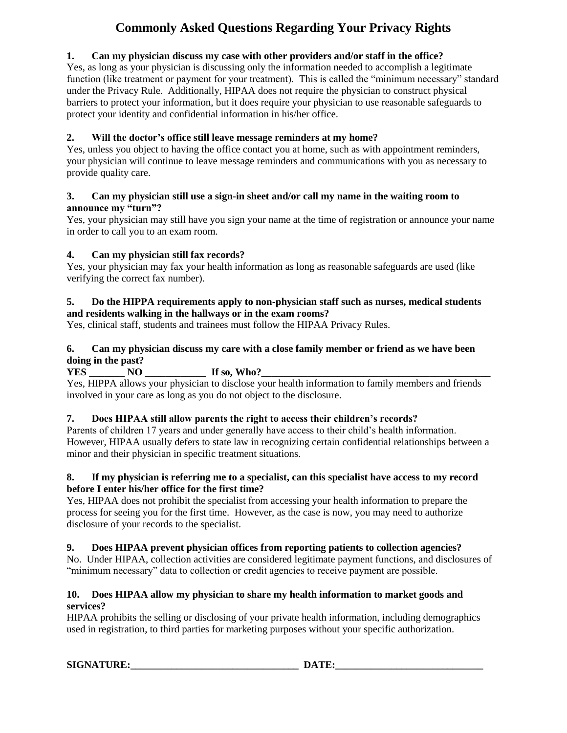# Commonly Asked Questions Regarding Your Privacy Rights

**1. Can my physician discuss my case with other providers and/or staff in the office?**

Yes, as long as your physician is discussing only the information needed to accomplish a legitimate function (like treatment or payment for your treatment). This is called the "minimum necessary" standard under the Privacy Rule. Additionally, HIPAA does not require the physician to construct physical barriers to protect your information, but it does require your physician to use reasonable safeguards to protect your identity and confidential information in his/her office.

**2. Will the doctor's office still leave message reminders at my home?**

Yes, unless you object to having the office contact you at home, such as with appointment reminders, your physician will continue to leave message reminders and communications with you as necessary to provide quality care.

**3. Can my physician still use a sign-in sheet and/or call my name in the waiting room to announce my "turn"?**

Yes, your physician may still have you sign your name at the time of registration or announce your name in order to call you to an exam room.

**4. Can my physician still fax records?**

Yes, your physician may fax your health information as long as reasonable safeguards are used (like verifying the correct fax number).

**5. Do the HIPPA requirements apply to non-physician staff such as nurses, medical students and residents walking in the hallways or in the exam rooms?**

Yes, clinical staff, students and trainees must follow the HIPAA Privacy Rules.

**6. Can my physician discuss my care with a close family member or friend as we have been doing in the past?**

**YES _______ NO ____________ If so, Who?_______________________________________________**

Yes, HIPPA allows your physician to disclose your health information to family members and friends involved in your care as long as you do not object to the disclosure.

**7. Does HIPAA still allow parents the right to access their children's records?**

Parents of children 17 years and under generally have access to their child's health information. However, HIPAA usually defers to state law in recognizing certain confidential relationships between a minor and their physician in specific treatment situations.

**8. If my physician is referring me to a specialist, can this specialist have access to my record before I enter his/her office for the first time?**

Yes, HIPAA does not prohibit the specialist from accessing your health information to prepare the process for seeing you for the first time. However, as the case is now, you may need to authorize disclosure of your records to the specialist.

**9. Does HIPAA prevent physician offices from reporting patients to collection agencies?**

No. Under HIPAA, collection activities are considered legitimate payment functions, and disclosures of "minimum necessary" data to collection or credit agencies to receive payment are possible.

**10. Does HIPAA allow my physician to share my health information to market goods and services?**

HIPAA prohibits the selling or disclosing of your private health information, including demographics used in registration, to third parties for marketing purposes without your specific authorization.

**SIGNATURE:_________________________________ DATE:_____________________________**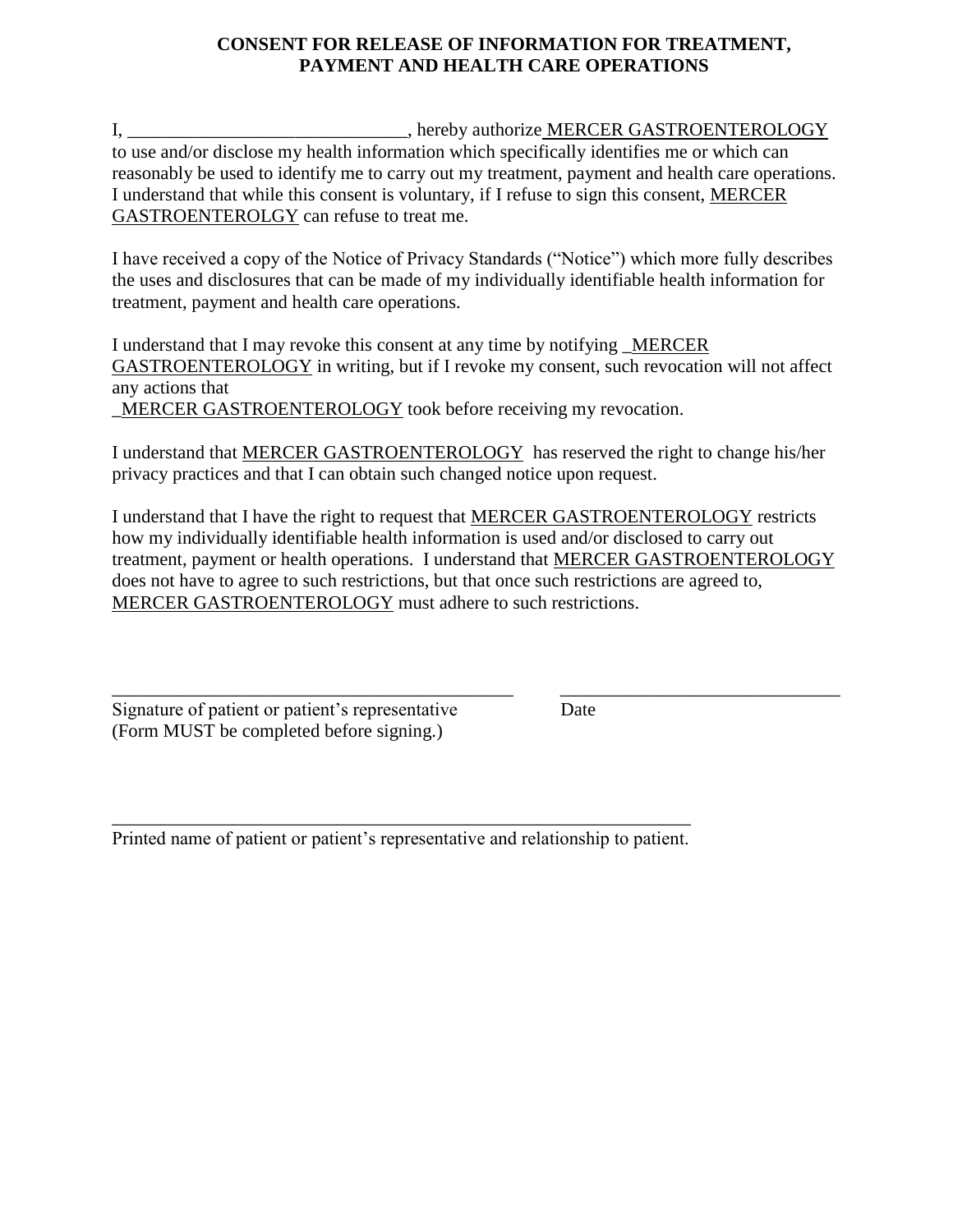# CONSENT FOR RELEASE OF INFORMATION FOR TREATMENT, PAYMENT AND HEALTH CARE OPERATIONS

I, ______________________________, hereby authorize MERCER GASTROENTEROLOGY to use and/or disclose my health information which specifically identifies me or which can reasonably be used to identify me to carry out my treatment, payment and health care operations. I understand that while this consent is voluntary, if I refuse to sign this consent, MERCER GASTROENTEROLGY can refuse to treat me.

I have received a copy of the Notice of Privacy Standards ("Notice") which more fully describes the uses and disclosures that can be made of my individually identifiable health information for treatment, payment and health care operations.

I understand that I may revoke this consent at any time by notifying _MERCER GASTROENTEROLOGY in writing, but if I revoke my consent, such revocation will not affect any actions that
_MERCER GASTROENTEROLOGY took before receiving my revocation.

I understand that MERCER GASTROENTEROLOGY has reserved the right to change his/her privacy practices and that I can obtain such changed notice upon request.

I understand that I have the right to request that MERCER GASTROENTEROLOGY restricts how my individually identifiable health information is used and/or disclosed to carry out treatment, payment or health operations. I understand that MERCER GASTROENTEROLOGY does not have to agree to such restrictions, but that once such restrictions are agreed to, MERCER GASTROENTEROLOGY must adhere to such restrictions.

_____________________________________________ _______________________________
Signature of patient or patient's representative Date
(Form MUST be completed before signing.)

________________________________________________________________
Printed name of patient or patient's representative and relationship to patient.